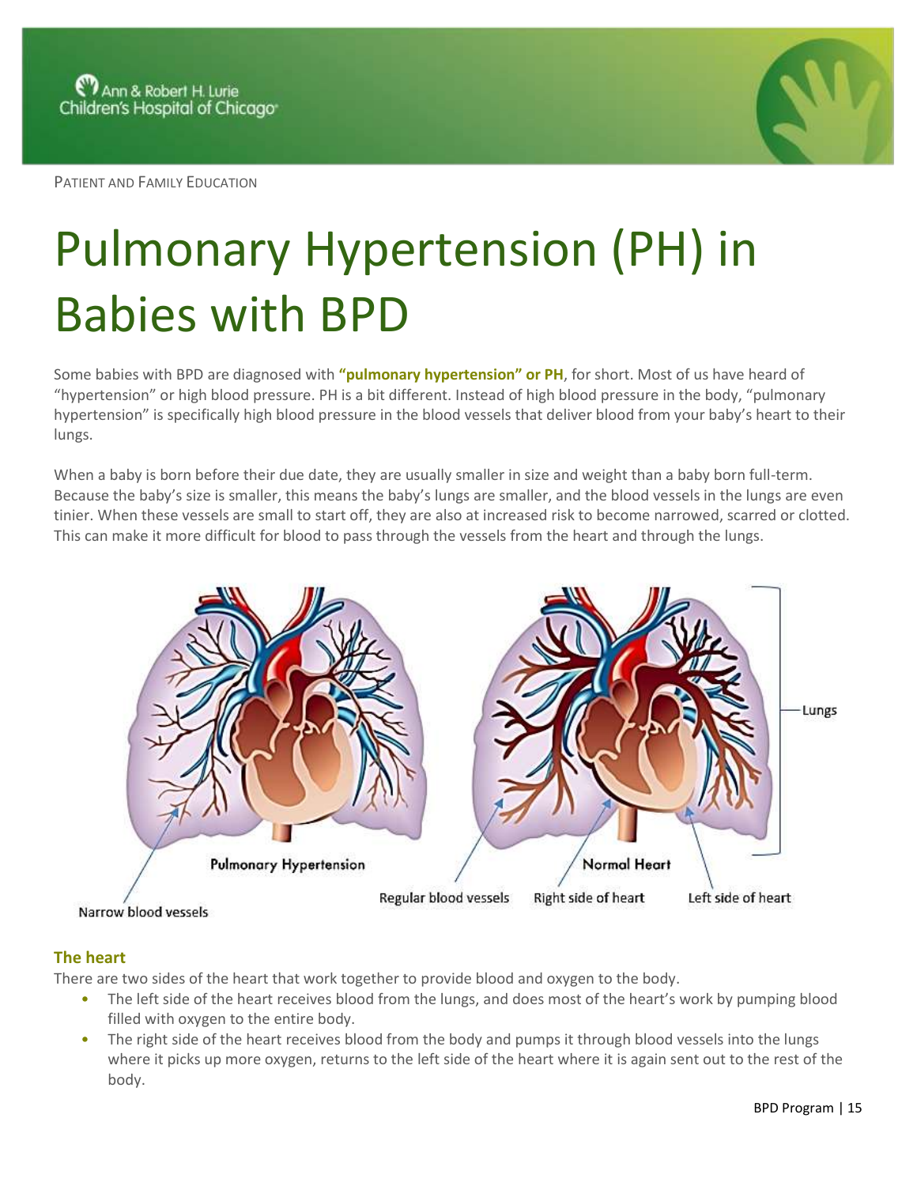PATIENT AND FAMILY EDUCATION

# Pulmonary Hypertension (PH) in Babies with BPD

Some babies with BPD are diagnosed with **"pulmonary hypertension" or PH**, for short. Most of us have heard of "hypertension" or high blood pressure. PH is a bit different. Instead of high blood pressure in the body, "pulmonary hypertension" is specifically high blood pressure in the blood vessels that deliver blood from your baby's heart to their lungs.

When a baby is born before their due date, they are usually smaller in size and weight than a baby born full-term. Because the baby's size is smaller, this means the baby's lungs are smaller, and the blood vessels in the lungs are even tinier. When these vessels are small to start off, they are also at increased risk to become narrowed, scarred or clotted. This can make it more difficult for blood to pass through the vessels from the heart and through the lungs.

Pulmonary Hypertension — Narrow blood vessels

Normal Heart — Regular blood vessels, Right side of heart, Left side of heart, Lungs

## The heart

There are two sides of the heart that work together to provide blood and oxygen to the body.

- The left side of the heart receives blood from the lungs, and does most of the heart's work by pumping blood filled with oxygen to the entire body.
- The right side of the heart receives blood from the body and pumps it through blood vessels into the lungs where it picks up more oxygen, returns to the left side of the heart where it is again sent out to the rest of the body.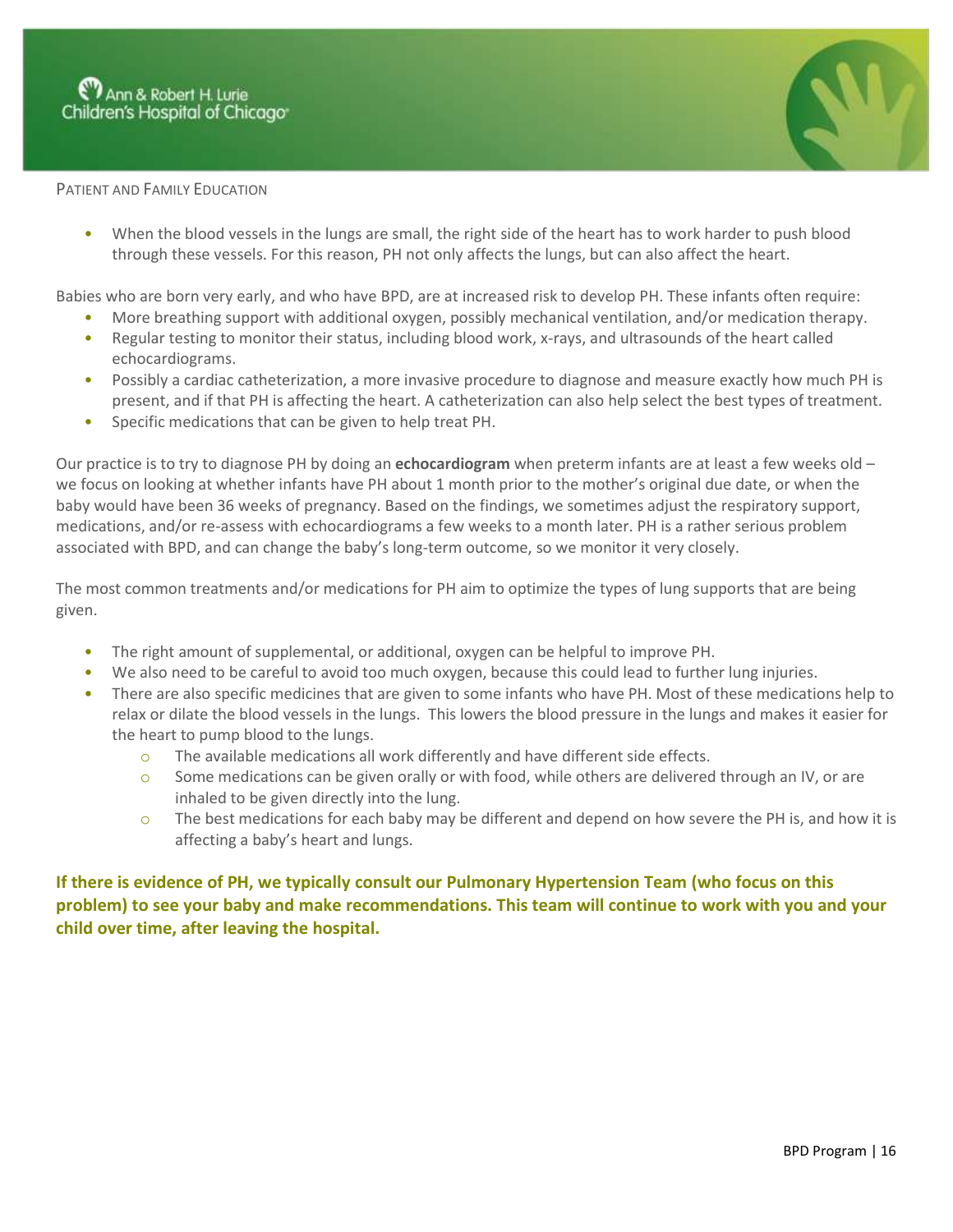- When the blood vessels in the lungs are small, the right side of the heart has to work harder to push blood through these vessels. For this reason, PH not only affects the lungs, but can also affect the heart.

Babies who are born very early, and who have BPD, are at increased risk to develop PH. These infants often require:

- More breathing support with additional oxygen, possibly mechanical ventilation, and/or medication therapy.
- Regular testing to monitor their status, including blood work, x-rays, and ultrasounds of the heart called echocardiograms.
- Possibly a cardiac catheterization, a more invasive procedure to diagnose and measure exactly how much PH is present, and if that PH is affecting the heart. A catheterization can also help select the best types of treatment.
- Specific medications that can be given to help treat PH.

Our practice is to try to diagnose PH by doing an **echocardiogram** when preterm infants are at least a few weeks old – we focus on looking at whether infants have PH about 1 month prior to the mother's original due date, or when the baby would have been 36 weeks of pregnancy. Based on the findings, we sometimes adjust the respiratory support, medications, and/or re-assess with echocardiograms a few weeks to a month later. PH is a rather serious problem associated with BPD, and can change the baby's long-term outcome, so we monitor it very closely.

The most common treatments and/or medications for PH aim to optimize the types of lung supports that are being given.

- The right amount of supplemental, or additional, oxygen can be helpful to improve PH.
- We also need to be careful to avoid too much oxygen, because this could lead to further lung injuries.
- There are also specific medicines that are given to some infants who have PH. Most of these medications help to relax or dilate the blood vessels in the lungs. This lowers the blood pressure in the lungs and makes it easier for the heart to pump blood to the lungs.
  - The available medications all work differently and have different side effects.
  - Some medications can be given orally or with food, while others are delivered through an IV, or are inhaled to be given directly into the lung.
  - The best medications for each baby may be different and depend on how severe the PH is, and how it is affecting a baby's heart and lungs.

**If there is evidence of PH, we typically consult our Pulmonary Hypertension Team (who focus on this problem) to see your baby and make recommendations. This team will continue to work with you and your child over time, after leaving the hospital.**